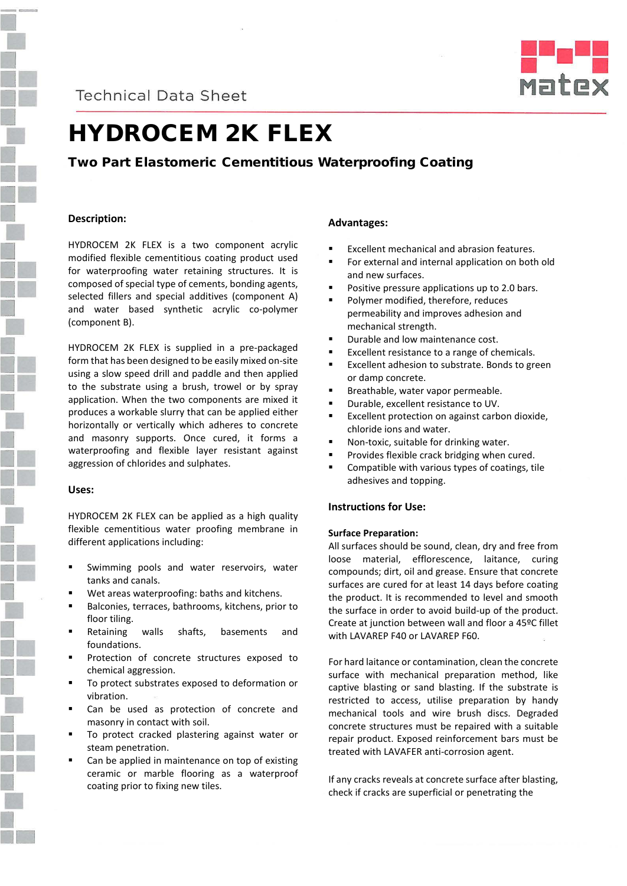Technical Data Sheet

# HYDROCEM 2K FLEX

## Two Part Elastomeric Cementitious Waterproofing Coating

### Description:

HYDROCEM 2K FLEX is a two component acrylic modified flexible cementitious coating product used for waterproofing water retaining structures. It is composed of special type of cements, bonding agents, selected fillers and special additives (component A) and water based synthetic acrylic co-polymer (component B).

HYDROCEM 2K FLEX is supplied in a pre-packaged form that has been designed to be easily mixed on-site using a slow speed drill and paddle and then applied to the substrate using a brush, trowel or by spray application. When the two components are mixed it produces a workable slurry that can be applied either horizontally or vertically which adheres to concrete and masonry supports. Once cured, it forms a waterproofing and flexible layer resistant against aggression of chlorides and sulphates.

### Uses:

HYDROCEM 2K FLEX can be applied as a high quality flexible cementitious water proofing membrane in different applications including:

- Swimming pools and water reservoirs, water tanks and canals.
- Wet areas waterproofing: baths and kitchens.
- Balconies, terraces, bathrooms, kitchens, prior to floor tiling.
- Retaining walls shafts, basements and foundations.
- Protection of concrete structures exposed to chemical aggression.
- To protect substrates exposed to deformation or vibration.
- Can be used as protection of concrete and masonry in contact with soil.
- To protect cracked plastering against water or steam penetration.
- Can be applied in maintenance on top of existing ceramic or marble flooring as a waterproof coating prior to fixing new tiles.

### Advantages:

- Excellent mechanical and abrasion features.
- For external and internal application on both old and new surfaces.
- Positive pressure applications up to 2.0 bars.
- Polymer modified, therefore, reduces permeability and improves adhesion and mechanical strength.
- Durable and low maintenance cost.
- Excellent resistance to a range of chemicals.
- Excellent adhesion to substrate. Bonds to green or damp concrete.
- Breathable, water vapor permeable.
- Durable, excellent resistance to UV.
- Excellent protection on against carbon dioxide, chloride ions and water.
- Non-toxic, suitable for drinking water.
- Provides flexible crack bridging when cured.
- Compatible with various types of coatings, tile adhesives and topping.

### Instructions for Use:

**Surface Preparation:**

All surfaces should be sound, clean, dry and free from loose material, efflorescence, laitance, curing compounds; dirt, oil and grease. Ensure that concrete surfaces are cured for at least 14 days before coating the product. It is recommended to level and smooth the surface in order to avoid build-up of the product. Create at junction between wall and floor a 45ºC fillet with LAVAREP F40 or LAVAREP F60.

For hard laitance or contamination, clean the concrete surface with mechanical preparation method, like captive blasting or sand blasting. If the substrate is restricted to access, utilise preparation by handy mechanical tools and wire brush discs. Degraded concrete structures must be repaired with a suitable repair product. Exposed reinforcement bars must be treated with LAVAFER anti-corrosion agent.

If any cracks reveals at concrete surface after blasting, check if cracks are superficial or penetrating the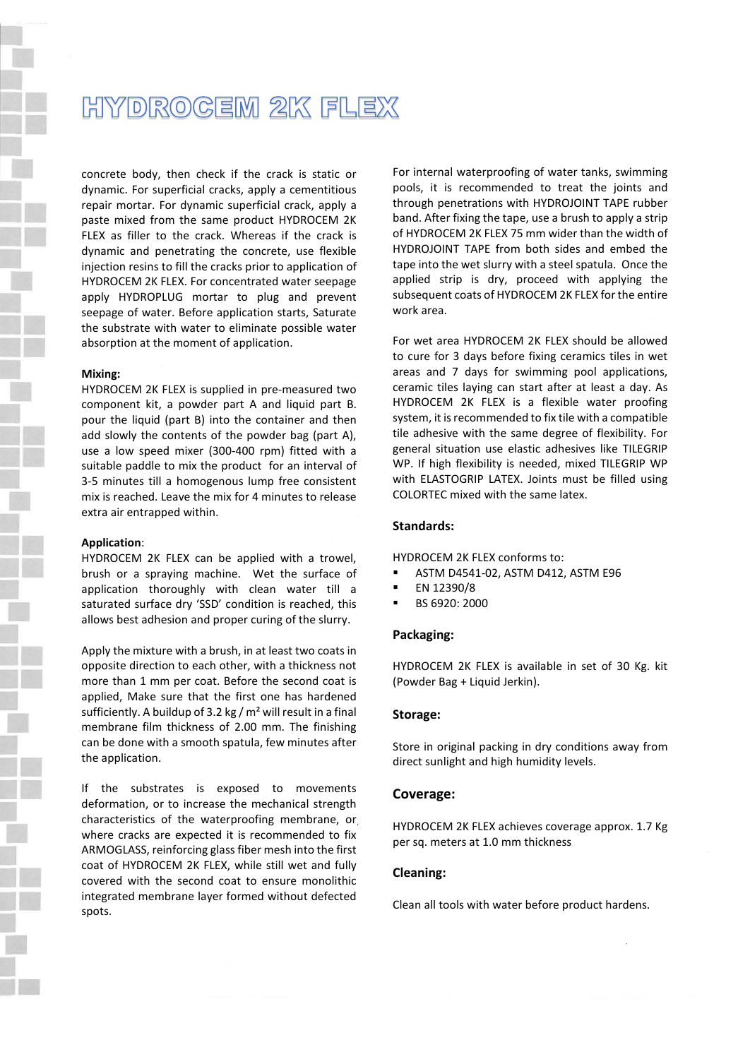# HYDROCEM 2K FLEX

concrete body, then check if the crack is static or dynamic. For superficial cracks, apply a cementitious repair mortar. For dynamic superficial crack, apply a paste mixed from the same product HYDROCEM 2K FLEX as filler to the crack. Whereas if the crack is dynamic and penetrating the concrete, use flexible injection resins to fill the cracks prior to application of HYDROCEM 2K FLEX. For concentrated water seepage apply HYDROPLUG mortar to plug and prevent seepage of water. Before application starts, Saturate the substrate with water to eliminate possible water absorption at the moment of application.

**Mixing:**

HYDROCEM 2K FLEX is supplied in pre-measured two component kit, a powder part A and liquid part B. pour the liquid (part B) into the container and then add slowly the contents of the powder bag (part A), use a low speed mixer (300-400 rpm) fitted with a suitable paddle to mix the product for an interval of 3-5 minutes till a homogenous lump free consistent mix is reached. Leave the mix for 4 minutes to release extra air entrapped within.

**Application**:

HYDROCEM 2K FLEX can be applied with a trowel, brush or a spraying machine. Wet the surface of application thoroughly with clean water till a saturated surface dry 'SSD' condition is reached, this allows best adhesion and proper curing of the slurry.

Apply the mixture with a brush, in at least two coats in opposite direction to each other, with a thickness not more than 1 mm per coat. Before the second coat is applied, Make sure that the first one has hardened sufficiently. A buildup of 3.2 kg / m² will result in a final membrane film thickness of 2.00 mm. The finishing can be done with a smooth spatula, few minutes after the application.

If the substrates is exposed to movements deformation, or to increase the mechanical strength characteristics of the waterproofing membrane, or where cracks are expected it is recommended to fix ARMOGLASS, reinforcing glass fiber mesh into the first coat of HYDROCEM 2K FLEX, while still wet and fully covered with the second coat to ensure monolithic integrated membrane layer formed without defected spots.

For internal waterproofing of water tanks, swimming pools, it is recommended to treat the joints and through penetrations with HYDROJOINT TAPE rubber band. After fixing the tape, use a brush to apply a strip of HYDROCEM 2K FLEX 75 mm wider than the width of HYDROJOINT TAPE from both sides and embed the tape into the wet slurry with a steel spatula. Once the applied strip is dry, proceed with applying the subsequent coats of HYDROCEM 2K FLEX for the entire work area.

For wet area HYDROCEM 2K FLEX should be allowed to cure for 3 days before fixing ceramics tiles in wet areas and 7 days for swimming pool applications, ceramic tiles laying can start after at least a day. As HYDROCEM 2K FLEX is a flexible water proofing system, it is recommended to fix tile with a compatible tile adhesive with the same degree of flexibility. For general situation use elastic adhesives like TILEGRIP WP. If high flexibility is needed, mixed TILEGRIP WP with ELASTOGRIP LATEX. Joints must be filled using COLORTEC mixed with the same latex.

**Standards:**

HYDROCEM 2K FLEX conforms to:

- ASTM D4541-02, ASTM D412, ASTM E96
- EN 12390/8
- BS 6920: 2000

**Packaging:**

HYDROCEM 2K FLEX is available in set of 30 Kg. kit (Powder Bag + Liquid Jerkin).

**Storage:**

Store in original packing in dry conditions away from direct sunlight and high humidity levels.

**Coverage:**

HYDROCEM 2K FLEX achieves coverage approx. 1.7 Kg per sq. meters at 1.0 mm thickness

**Cleaning:**

Clean all tools with water before product hardens.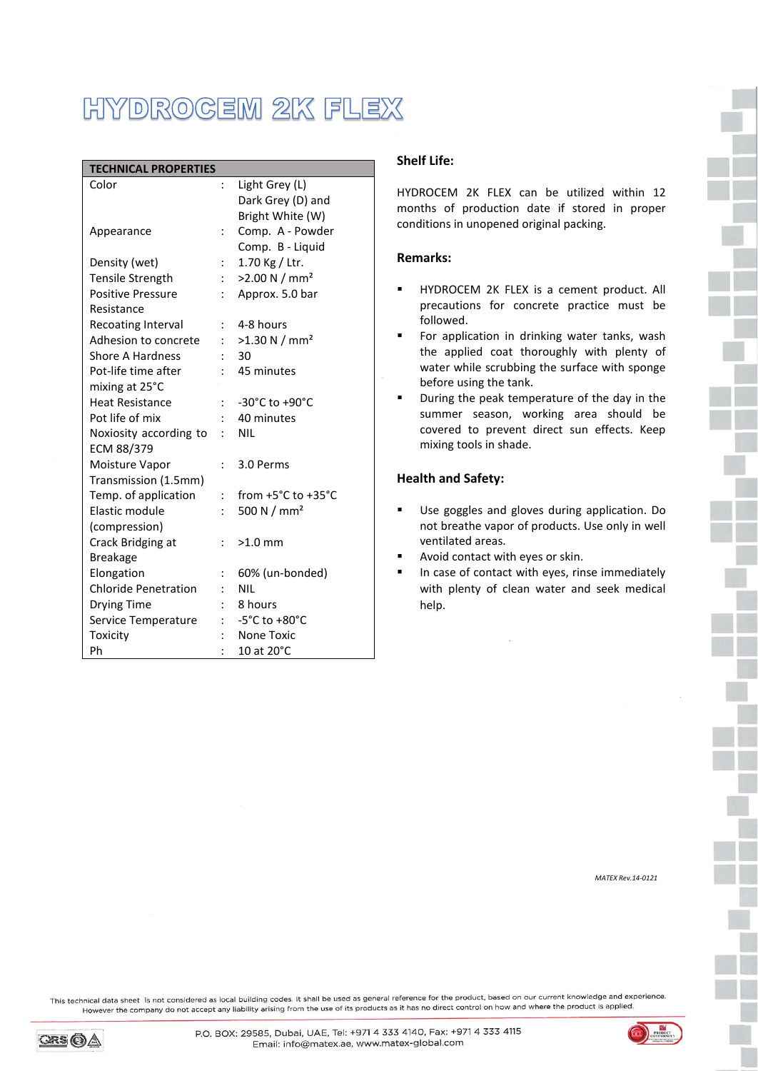# HYDROCEM 2K FLEX

| TECHNICAL PROPERTIES | | |
|---|---|---|
| Color | : | Light Grey (L) Dark Grey (D) and Bright White (W) |
| Appearance | : | Comp. A - Powder Comp. B - Liquid |
| Density (wet) | : | 1.70 Kg / Ltr. |
| Tensile Strength | : | >2.00 N / mm² |
| Positive Pressure Resistance | : | Approx. 5.0 bar |
| Recoating Interval | : | 4-8 hours |
| Adhesion to concrete | : | >1.30 N / mm² |
| Shore A Hardness | : | 30 |
| Pot-life time after mixing at 25°C | : | 45 minutes |
| Heat Resistance | : | -30°C to +90°C |
| Pot life of mix | : | 40 minutes |
| Noxiosity according to ECM 88/379 | : | NIL |
| Moisture Vapor Transmission (1.5mm) | : | 3.0 Perms |
| Temp. of application | : | from +5°C to +35°C |
| Elastic module (compression) | : | 500 N / mm² |
| Crack Bridging at Breakage | : | >1.0 mm |
| Elongation | : | 60% (un-bonded) |
| Chloride Penetration | : | NIL |
| Drying Time | : | 8 hours |
| Service Temperature | : | -5°C to +80°C |
| Toxicity | : | None Toxic |
| Ph | : | 10 at 20°C |

## Shelf Life:

HYDROCEM 2K FLEX can be utilized within 12 months of production date if stored in proper conditions in unopened original packing.

## Remarks:

- HYDROCEM 2K FLEX is a cement product. All precautions for concrete practice must be followed.
- For application in drinking water tanks, wash the applied coat thoroughly with plenty of water while scrubbing the surface with sponge before using the tank.
- During the peak temperature of the day in the summer season, working area should be covered to prevent direct sun effects. Keep mixing tools in shade.

## Health and Safety:

- Use goggles and gloves during application. Do not breathe vapor of products. Use only in well ventilated areas.
- Avoid contact with eyes or skin.
- In case of contact with eyes, rinse immediately with plenty of clean water and seek medical help.

*MATEX Rev.14-0121*

This technical data sheet is not considered as local building codes. It shall be used as general reference for the product, based on our current knowledge and experience. However the company do not accept any liability arising from the use of its products as it has no direct control on how and where the product is applied.

P.O. BOX: 29585, Dubai, UAE, Tel: +971 4 333 4140, Fax: +971 4 333 4115
Email: info@matex.ae, www.matex-global.com